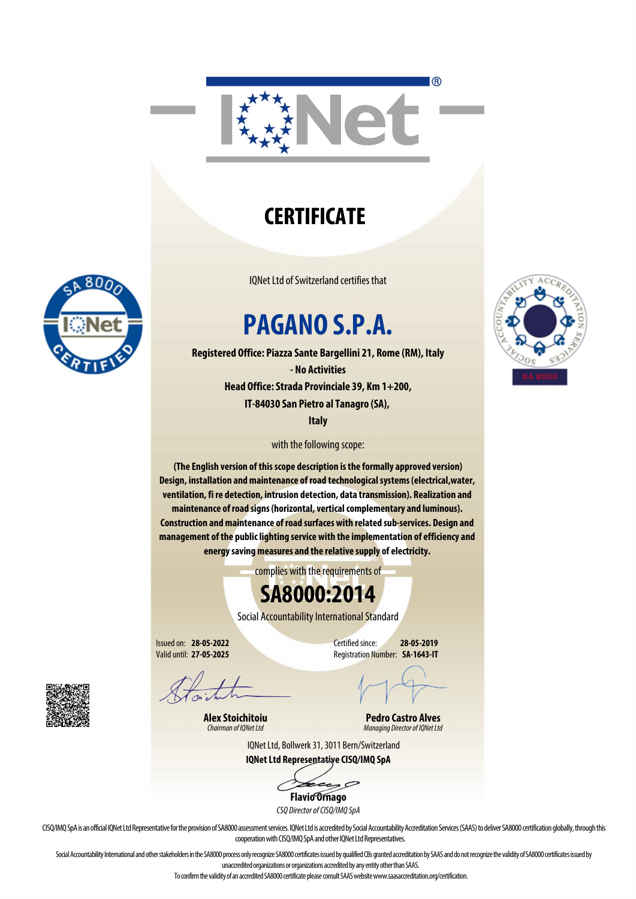# CERTIFICATE

IQNet Ltd of Switzerland certifies that

# PAGANO S.P.A.

**Registered Office: Piazza Sante Bargellini 21, Rome (RM), Italy**
**- No Activities**
**Head Office: Strada Provinciale 39, Km 1+200,**
**IT-84030 San Pietro al Tanagro (SA),**
**Italy**

with the following scope:

**(The English version of this scope description is the formally approved version)**
**Design, installation and maintenance of road technological systems (electrical,water, ventilation, fi re detection, intrusion detection, data transmission). Realization and maintenance of road signs (horizontal, vertical complementary and luminous). Construction and maintenance of road surfaces with related sub-services. Design and management of the public lighting service with the implementation of efficiency and energy saving measures and the relative supply of electricity.**

complies with the requirements of

# SA8000:2014

Social Accountability International Standard

Issued on: **28-05-2022**
Valid until: **27-05-2025**

Certified since: **28-05-2019**
Registration Number: **SA-1643-IT**

**Alex Stoichitoiu**
*Chairman of IQNet Ltd*

**Pedro Castro Alves**
*Managing Director of IQNet Ltd*

IQNet Ltd, Bollwerk 31, 3011 Bern/Switzerland
**IQNet Ltd Representative CISQ/IMQ SpA**

**Flavio Ornago**
*CSQ Director of CISQ/IMQ SpA*

CISQ/IMQ SpA is an official IQNet Ltd Representative for the provision of SA8000 assessment services. IQNet Ltd is accredited by Social Accountability Accreditation Services (SAAS) to deliver SA8000 certification globally, through this cooperation with CISQ/IMQ SpA and other IQNet Ltd Representatives.

Social Accountability International and other stakeholders in the SA8000 process only recognize SA8000 certificates issued by qualified CBs granted accreditation by SAAS and do not recognize the validity of SA8000 certificates issued by unaccredited organizations or organizations accredited by any entity other than SAAS.
To confirm the validity of an accredited SA8000 certificate please consult SAAS website www.saasaccreditation.org/certification.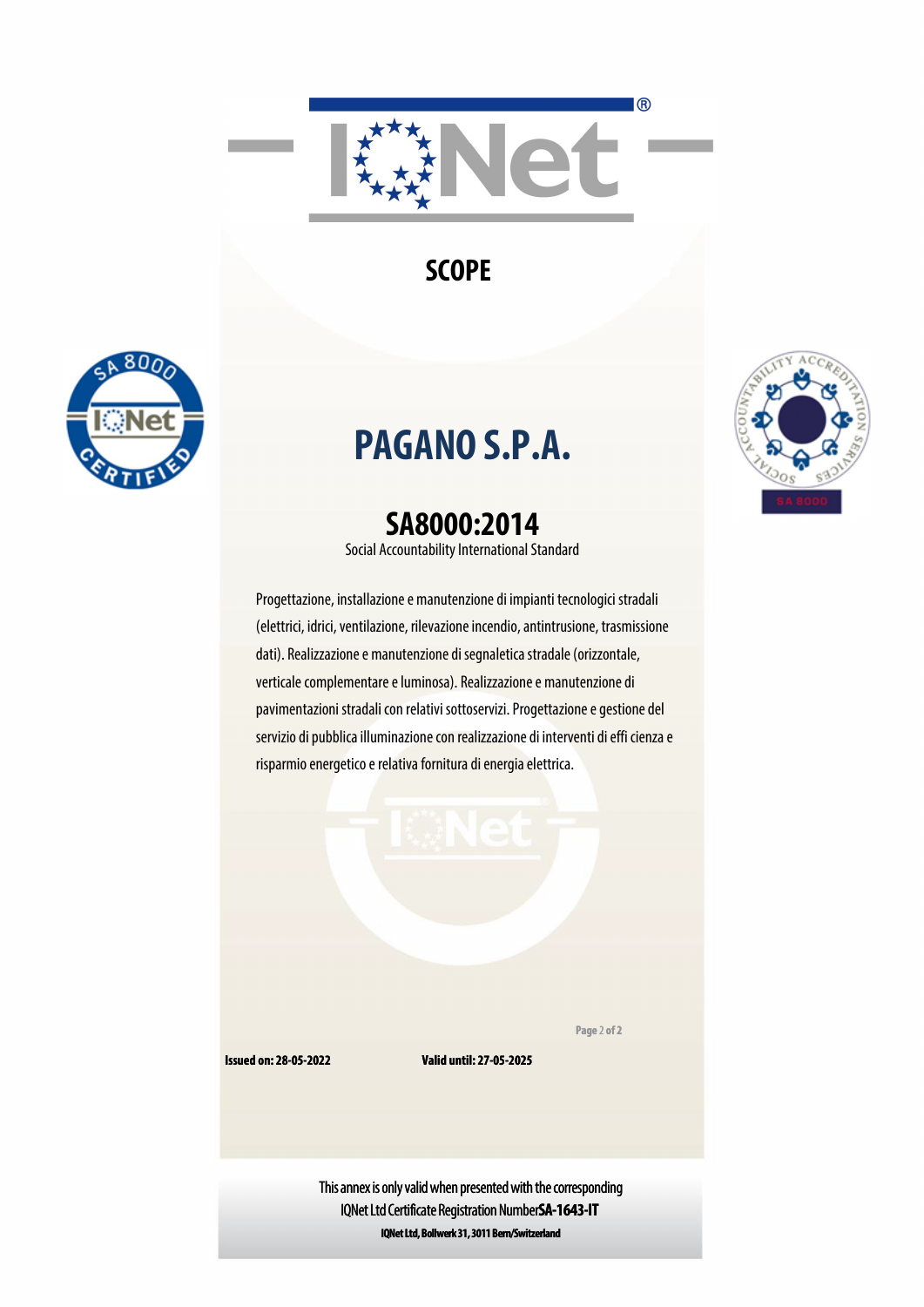# SCOPE

# PAGANO S.P.A.

## SA8000:2014

Social Accountability International Standard

Progettazione, installazione e manutenzione di impianti tecnologici stradali (elettrici, idrici, ventilazione, rilevazione incendio, antintrusione, trasmissione dati). Realizzazione e manutenzione di segnaletica stradale (orizzontale, verticale complementare e luminosa). Realizzazione e manutenzione di pavimentazioni stradali con relativi sottoservizi. Progettazione e gestione del servizio di pubblica illuminazione con realizzazione di interventi di effi cienza e risparmio energetico e relativa fornitura di energia elettrica.

**Issued on: 28-05-2022** **Valid until: 27-05-2025**

This annex is only valid when presented with the corresponding IQNet Ltd Certificate Registration Number **SA-1643-IT**

**IQNet Ltd, Bollwerk 31, 3011 Bern/Switzerland**